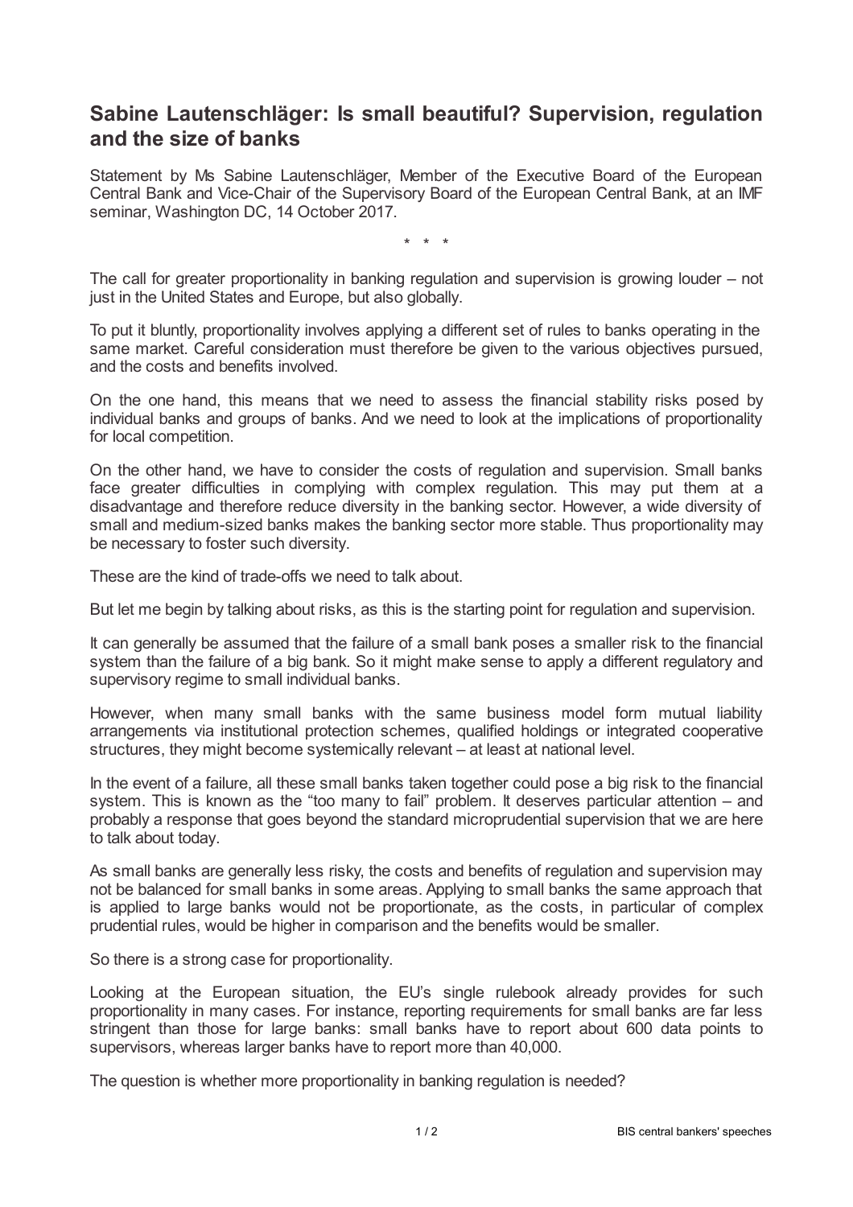# Sabine Lautenschläger: Is small beautiful? Supervision, regulation and the size of banks

Statement by Ms Sabine Lautenschläger, Member of the Executive Board of the European Central Bank and Vice-Chair of the Supervisory Board of the European Central Bank, at an IMF seminar, Washington DC, 14 October 2017.

\* \* \*

The call for greater proportionality in banking regulation and supervision is growing louder – not just in the United States and Europe, but also globally.

To put it bluntly, proportionality involves applying a different set of rules to banks operating in the same market. Careful consideration must therefore be given to the various objectives pursued, and the costs and benefits involved.

On the one hand, this means that we need to assess the financial stability risks posed by individual banks and groups of banks. And we need to look at the implications of proportionality for local competition.

On the other hand, we have to consider the costs of regulation and supervision. Small banks face greater difficulties in complying with complex regulation. This may put them at a disadvantage and therefore reduce diversity in the banking sector. However, a wide diversity of small and medium-sized banks makes the banking sector more stable. Thus proportionality may be necessary to foster such diversity.

These are the kind of trade-offs we need to talk about.

But let me begin by talking about risks, as this is the starting point for regulation and supervision.

It can generally be assumed that the failure of a small bank poses a smaller risk to the financial system than the failure of a big bank. So it might make sense to apply a different regulatory and supervisory regime to small individual banks.

However, when many small banks with the same business model form mutual liability arrangements via institutional protection schemes, qualified holdings or integrated cooperative structures, they might become systemically relevant – at least at national level.

In the event of a failure, all these small banks taken together could pose a big risk to the financial system. This is known as the "too many to fail" problem. It deserves particular attention – and probably a response that goes beyond the standard microprudential supervision that we are here to talk about today.

As small banks are generally less risky, the costs and benefits of regulation and supervision may not be balanced for small banks in some areas. Applying to small banks the same approach that is applied to large banks would not be proportionate, as the costs, in particular of complex prudential rules, would be higher in comparison and the benefits would be smaller.

So there is a strong case for proportionality.

Looking at the European situation, the EU's single rulebook already provides for such proportionality in many cases. For instance, reporting requirements for small banks are far less stringent than those for large banks: small banks have to report about 600 data points to supervisors, whereas larger banks have to report more than 40,000.

The question is whether more proportionality in banking regulation is needed?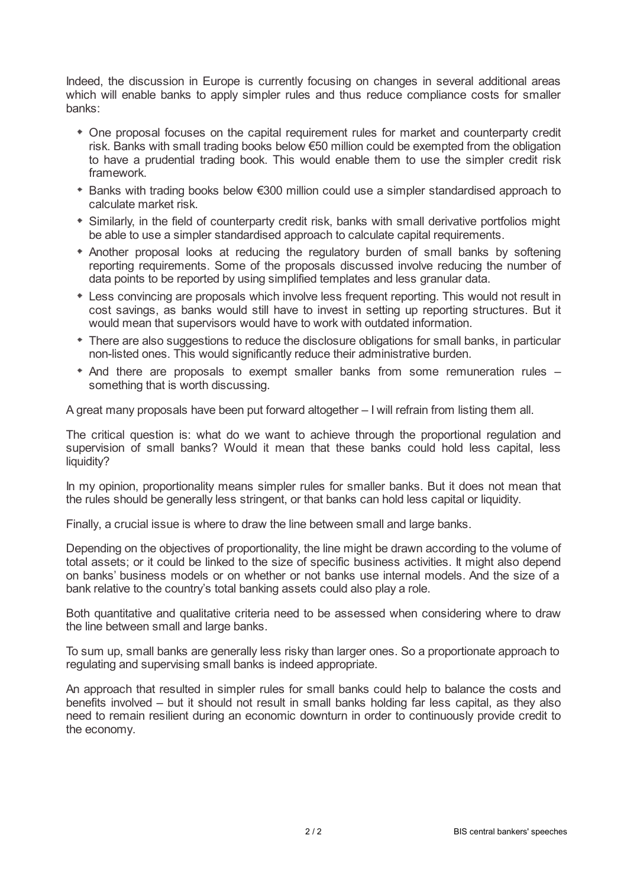Indeed, the discussion in Europe is currently focusing on changes in several additional areas which will enable banks to apply simpler rules and thus reduce compliance costs for smaller banks:

- One proposal focuses on the capital requirement rules for market and counterparty credit risk. Banks with small trading books below €50 million could be exempted from the obligation to have a prudential trading book. This would enable them to use the simpler credit risk framework.
- Banks with trading books below €300 million could use a simpler standardised approach to calculate market risk.
- Similarly, in the field of counterparty credit risk, banks with small derivative portfolios might be able to use a simpler standardised approach to calculate capital requirements.
- Another proposal looks at reducing the regulatory burden of small banks by softening reporting requirements. Some of the proposals discussed involve reducing the number of data points to be reported by using simplified templates and less granular data.
- Less convincing are proposals which involve less frequent reporting. This would not result in cost savings, as banks would still have to invest in setting up reporting structures. But it would mean that supervisors would have to work with outdated information.
- There are also suggestions to reduce the disclosure obligations for small banks, in particular non-listed ones. This would significantly reduce their administrative burden.
- And there are proposals to exempt smaller banks from some remuneration rules – something that is worth discussing.

A great many proposals have been put forward altogether – I will refrain from listing them all.

The critical question is: what do we want to achieve through the proportional regulation and supervision of small banks? Would it mean that these banks could hold less capital, less liquidity?

In my opinion, proportionality means simpler rules for smaller banks. But it does not mean that the rules should be generally less stringent, or that banks can hold less capital or liquidity.

Finally, a crucial issue is where to draw the line between small and large banks.

Depending on the objectives of proportionality, the line might be drawn according to the volume of total assets; or it could be linked to the size of specific business activities. It might also depend on banks' business models or on whether or not banks use internal models. And the size of a bank relative to the country's total banking assets could also play a role.

Both quantitative and qualitative criteria need to be assessed when considering where to draw the line between small and large banks.

To sum up, small banks are generally less risky than larger ones. So a proportionate approach to regulating and supervising small banks is indeed appropriate.

An approach that resulted in simpler rules for small banks could help to balance the costs and benefits involved – but it should not result in small banks holding far less capital, as they also need to remain resilient during an economic downturn in order to continuously provide credit to the economy.